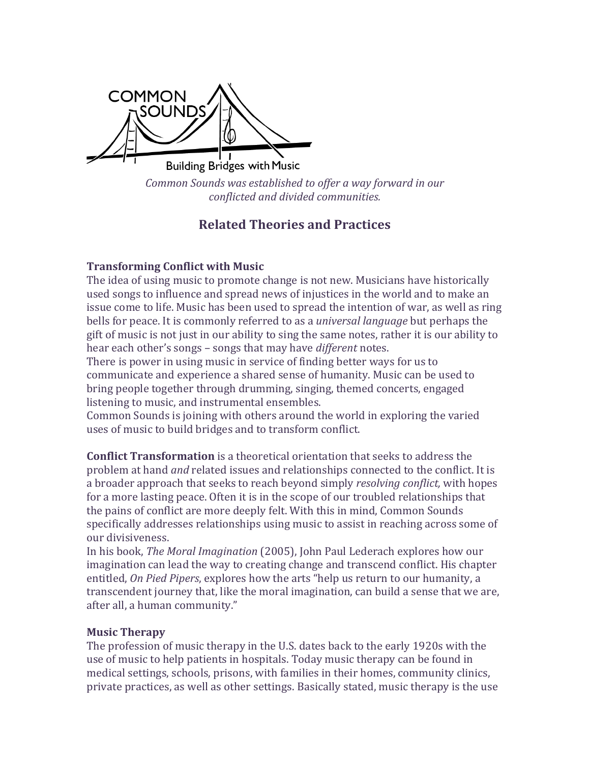COMMON SOUNDS

Building Bridges with Music

*Common Sounds was established to offer a way forward in our conflicted and divided communities.*

## Related Theories and Practices

### Transforming Conflict with Music

The idea of using music to promote change is not new. Musicians have historically used songs to influence and spread news of injustices in the world and to make an issue come to life. Music has been used to spread the intention of war, as well as ring bells for peace. It is commonly referred to as a *universal language* but perhaps the gift of music is not just in our ability to sing the same notes, rather it is our ability to hear each other's songs – songs that may have *different* notes.

There is power in using music in service of finding better ways for us to communicate and experience a shared sense of humanity. Music can be used to bring people together through drumming, singing, themed concerts, engaged listening to music, and instrumental ensembles.

Common Sounds is joining with others around the world in exploring the varied uses of music to build bridges and to transform conflict.

**Conflict Transformation** is a theoretical orientation that seeks to address the problem at hand *and* related issues and relationships connected to the conflict. It is a broader approach that seeks to reach beyond simply *resolving conflict,* with hopes for a more lasting peace. Often it is in the scope of our troubled relationships that the pains of conflict are more deeply felt. With this in mind, Common Sounds specifically addresses relationships using music to assist in reaching across some of our divisiveness.

In his book, *The Moral Imagination* (2005), John Paul Lederach explores how our imagination can lead the way to creating change and transcend conflict. His chapter entitled, *On Pied Pipers*, explores how the arts "help us return to our humanity, a transcendent journey that, like the moral imagination, can build a sense that we are, after all, a human community."

### Music Therapy

The profession of music therapy in the U.S. dates back to the early 1920s with the use of music to help patients in hospitals. Today music therapy can be found in medical settings, schools, prisons, with families in their homes, community clinics, private practices, as well as other settings. Basically stated, music therapy is the use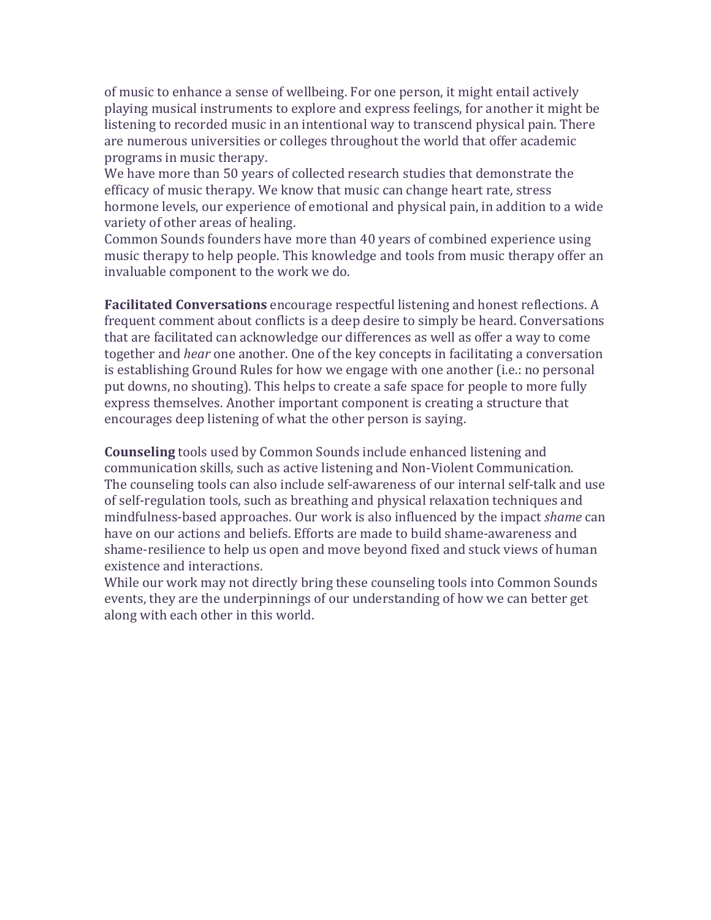of music to enhance a sense of wellbeing. For one person, it might entail actively playing musical instruments to explore and express feelings, for another it might be listening to recorded music in an intentional way to transcend physical pain. There are numerous universities or colleges throughout the world that offer academic programs in music therapy.

We have more than 50 years of collected research studies that demonstrate the efficacy of music therapy. We know that music can change heart rate, stress hormone levels, our experience of emotional and physical pain, in addition to a wide variety of other areas of healing.

Common Sounds founders have more than 40 years of combined experience using music therapy to help people. This knowledge and tools from music therapy offer an invaluable component to the work we do.

**Facilitated Conversations** encourage respectful listening and honest reflections. A frequent comment about conflicts is a deep desire to simply be heard. Conversations that are facilitated can acknowledge our differences as well as offer a way to come together and *hear* one another. One of the key concepts in facilitating a conversation is establishing Ground Rules for how we engage with one another (i.e.: no personal put downs, no shouting). This helps to create a safe space for people to more fully express themselves. Another important component is creating a structure that encourages deep listening of what the other person is saying.

**Counseling** tools used by Common Sounds include enhanced listening and communication skills, such as active listening and Non-Violent Communication. The counseling tools can also include self-awareness of our internal self-talk and use of self-regulation tools, such as breathing and physical relaxation techniques and mindfulness-based approaches. Our work is also influenced by the impact *shame* can have on our actions and beliefs. Efforts are made to build shame-awareness and shame-resilience to help us open and move beyond fixed and stuck views of human existence and interactions.

While our work may not directly bring these counseling tools into Common Sounds events, they are the underpinnings of our understanding of how we can better get along with each other in this world.